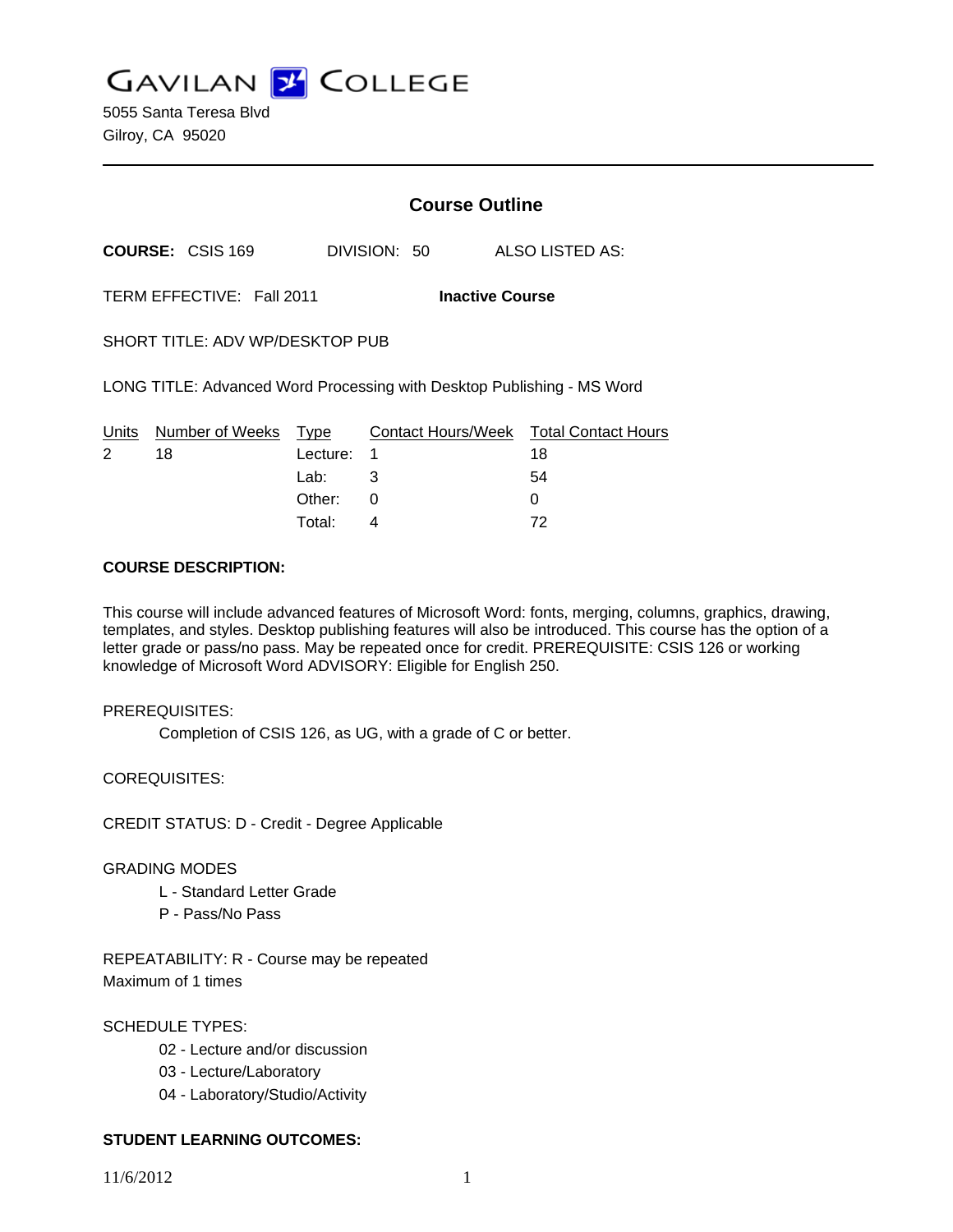# GAVILAN COLLEGE

5055 Santa Teresa Blvd
Gilroy, CA 95020

---

## Course Outline

**COURSE:** CSIS 169 DIVISION: 50 ALSO LISTED AS:

TERM EFFECTIVE: Fall 2011 **Inactive Course**

SHORT TITLE: ADV WP/DESKTOP PUB

LONG TITLE: Advanced Word Processing with Desktop Publishing - MS Word

| Units | Number of Weeks | Type | Contact Hours/Week | Total Contact Hours |
|---|---|---|---|---|
| 2 | 18 | Lecture: | 1 | 18 |
| | | Lab: | 3 | 54 |
| | | Other: | 0 | 0 |
| | | Total: | 4 | 72 |

**COURSE DESCRIPTION:**

This course will include advanced features of Microsoft Word: fonts, merging, columns, graphics, drawing, templates, and styles. Desktop publishing features will also be introduced. This course has the option of a letter grade or pass/no pass. May be repeated once for credit. PREREQUISITE: CSIS 126 or working knowledge of Microsoft Word ADVISORY: Eligible for English 250.

PREREQUISITES:

Completion of CSIS 126, as UG, with a grade of C or better.

COREQUISITES:

CREDIT STATUS: D - Credit - Degree Applicable

GRADING MODES

L - Standard Letter Grade
P - Pass/No Pass

REPEATABILITY: R - Course may be repeated
Maximum of 1 times

SCHEDULE TYPES:

02 - Lecture and/or discussion
03 - Lecture/Laboratory
04 - Laboratory/Studio/Activity

**STUDENT LEARNING OUTCOMES:**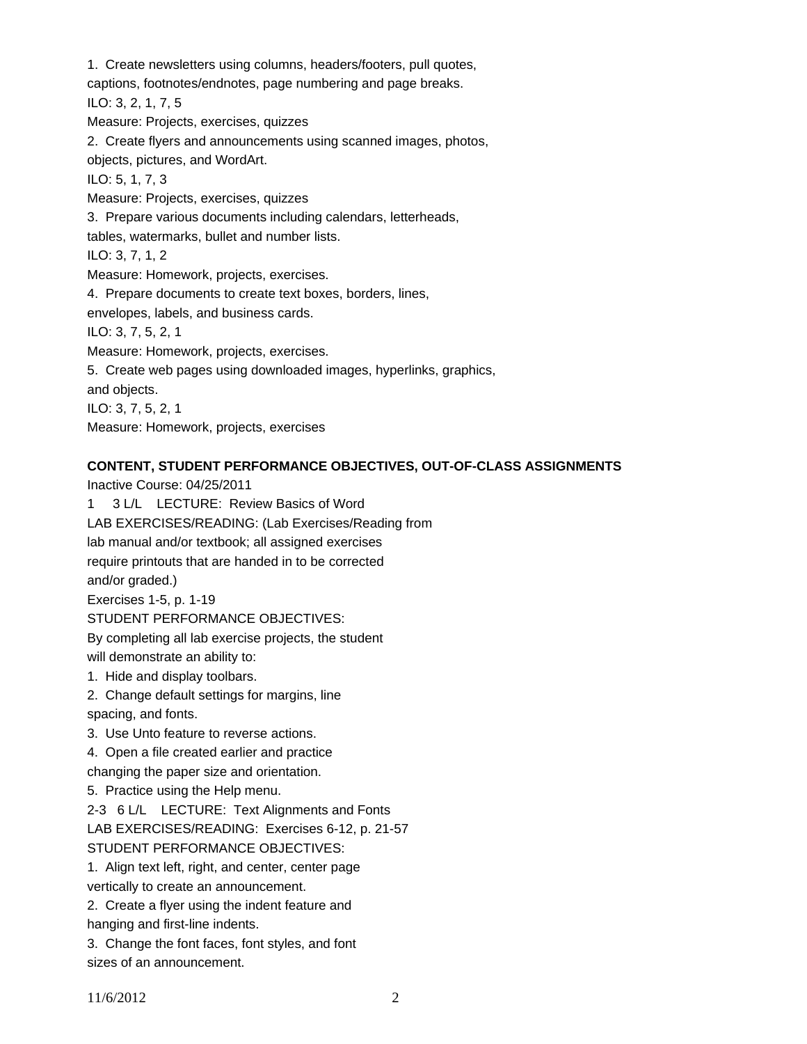1. Create newsletters using columns, headers/footers, pull quotes, captions, footnotes/endnotes, page numbering and page breaks.
ILO: 3, 2, 1, 7, 5
Measure: Projects, exercises, quizzes

2. Create flyers and announcements using scanned images, photos, objects, pictures, and WordArt.
ILO: 5, 1, 7, 3
Measure: Projects, exercises, quizzes

3. Prepare various documents including calendars, letterheads, tables, watermarks, bullet and number lists.
ILO: 3, 7, 1, 2
Measure: Homework, projects, exercises.

4. Prepare documents to create text boxes, borders, lines, envelopes, labels, and business cards.
ILO: 3, 7, 5, 2, 1
Measure: Homework, projects, exercises.

5. Create web pages using downloaded images, hyperlinks, graphics, and objects.
ILO: 3, 7, 5, 2, 1
Measure: Homework, projects, exercises

**CONTENT, STUDENT PERFORMANCE OBJECTIVES, OUT-OF-CLASS ASSIGNMENTS**

Inactive Course: 04/25/2011

1 3 L/L LECTURE: Review Basics of Word

LAB EXERCISES/READING: (Lab Exercises/Reading from lab manual and/or textbook; all assigned exercises require printouts that are handed in to be corrected and/or graded.)

Exercises 1-5, p. 1-19

STUDENT PERFORMANCE OBJECTIVES:

By completing all lab exercise projects, the student will demonstrate an ability to:

1. Hide and display toolbars.
2. Change default settings for margins, line spacing, and fonts.
3. Use Unto feature to reverse actions.
4. Open a file created earlier and practice changing the paper size and orientation.
5. Practice using the Help menu.

2-3 6 L/L LECTURE: Text Alignments and Fonts

LAB EXERCISES/READING: Exercises 6-12, p. 21-57

STUDENT PERFORMANCE OBJECTIVES:

1. Align text left, right, and center, center page vertically to create an announcement.
2. Create a flyer using the indent feature and hanging and first-line indents.
3. Change the font faces, font styles, and font sizes of an announcement.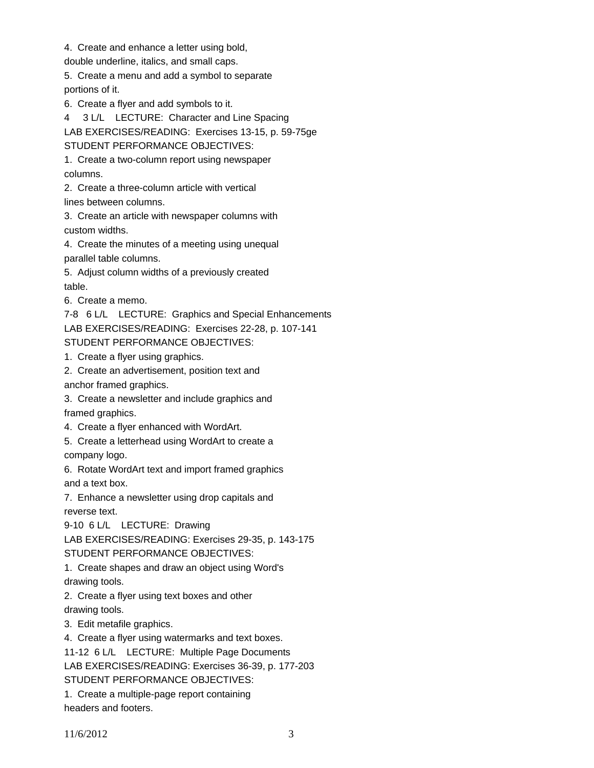4. Create and enhance a letter using bold, double underline, italics, and small caps.

5. Create a menu and add a symbol to separate portions of it.

6. Create a flyer and add symbols to it.

4 3 L/L LECTURE: Character and Line Spacing

LAB EXERCISES/READING: Exercises 13-15, p. 59-75ge

STUDENT PERFORMANCE OBJECTIVES:

1. Create a two-column report using newspaper columns.

2. Create a three-column article with vertical lines between columns.

3. Create an article with newspaper columns with custom widths.

4. Create the minutes of a meeting using unequal parallel table columns.

5. Adjust column widths of a previously created table.

6. Create a memo.

7-8 6 L/L LECTURE: Graphics and Special Enhancements

LAB EXERCISES/READING: Exercises 22-28, p. 107-141

STUDENT PERFORMANCE OBJECTIVES:

1. Create a flyer using graphics.

2. Create an advertisement, position text and anchor framed graphics.

3. Create a newsletter and include graphics and framed graphics.

4. Create a flyer enhanced with WordArt.

5. Create a letterhead using WordArt to create a company logo.

6. Rotate WordArt text and import framed graphics and a text box.

7. Enhance a newsletter using drop capitals and reverse text.

9-10 6 L/L LECTURE: Drawing

LAB EXERCISES/READING: Exercises 29-35, p. 143-175

STUDENT PERFORMANCE OBJECTIVES:

1. Create shapes and draw an object using Word's drawing tools.

2. Create a flyer using text boxes and other drawing tools.

3. Edit metafile graphics.

4. Create a flyer using watermarks and text boxes.

11-12 6 L/L LECTURE: Multiple Page Documents

LAB EXERCISES/READING: Exercises 36-39, p. 177-203

STUDENT PERFORMANCE OBJECTIVES:

1. Create a multiple-page report containing headers and footers.

11/6/2012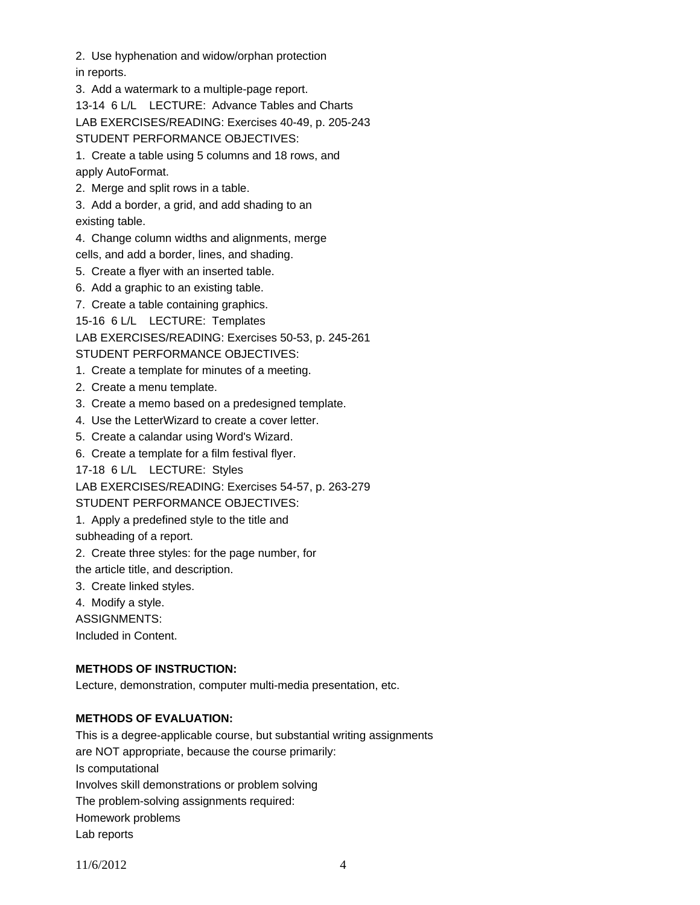2. Use hyphenation and widow/orphan protection
in reports.

3. Add a watermark to a multiple-page report.

13-14 6 L/L LECTURE: Advance Tables and Charts

LAB EXERCISES/READING: Exercises 40-49, p. 205-243

STUDENT PERFORMANCE OBJECTIVES:

1. Create a table using 5 columns and 18 rows, and
apply AutoFormat.

2. Merge and split rows in a table.

3. Add a border, a grid, and add shading to an
existing table.

4. Change column widths and alignments, merge
cells, and add a border, lines, and shading.

5. Create a flyer with an inserted table.

6. Add a graphic to an existing table.

7. Create a table containing graphics.

15-16 6 L/L LECTURE: Templates

LAB EXERCISES/READING: Exercises 50-53, p. 245-261

STUDENT PERFORMANCE OBJECTIVES:

1. Create a template for minutes of a meeting.

2. Create a menu template.

3. Create a memo based on a predesigned template.

4. Use the LetterWizard to create a cover letter.

5. Create a calandar using Word's Wizard.

6. Create a template for a film festival flyer.

17-18 6 L/L LECTURE: Styles

LAB EXERCISES/READING: Exercises 54-57, p. 263-279

STUDENT PERFORMANCE OBJECTIVES:

1. Apply a predefined style to the title and
subheading of a report.

2. Create three styles: for the page number, for
the article title, and description.

3. Create linked styles.

4. Modify a style.

ASSIGNMENTS:

Included in Content.

**METHODS OF INSTRUCTION:**

Lecture, demonstration, computer multi-media presentation, etc.

**METHODS OF EVALUATION:**

This is a degree-applicable course, but substantial writing assignments
are NOT appropriate, because the course primarily:

Is computational

Involves skill demonstrations or problem solving

The problem-solving assignments required:

Homework problems

Lab reports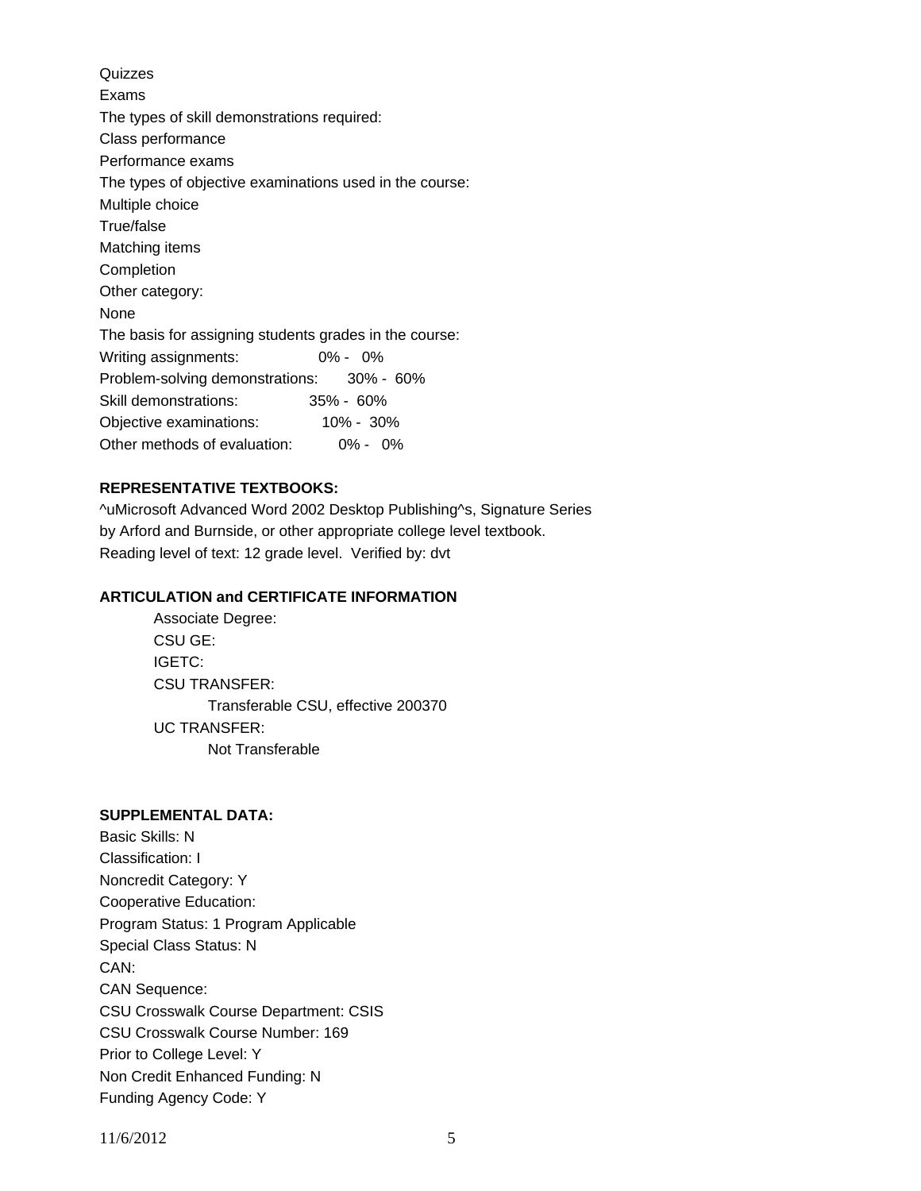Quizzes
Exams
The types of skill demonstrations required:
Class performance
Performance exams
The types of objective examinations used in the course:
Multiple choice
True/false
Matching items
Completion
Other category:
None
The basis for assigning students grades in the course:

| | |
|---|---|
| Writing assignments: | 0% - 0% |
| Problem-solving demonstrations: | 30% - 60% |
| Skill demonstrations: | 35% - 60% |
| Objective examinations: | 10% - 30% |
| Other methods of evaluation: | 0% - 0% |

**REPRESENTATIVE TEXTBOOKS:**

^uMicrosoft Advanced Word 2002 Desktop Publishing^s, Signature Series by Arford and Burnside, or other appropriate college level textbook.
Reading level of text: 12 grade level. Verified by: dvt

**ARTICULATION and CERTIFICATE INFORMATION**

Associate Degree:
CSU GE:
IGETC:
CSU TRANSFER:
Transferable CSU, effective 200370
UC TRANSFER:
Not Transferable

**SUPPLEMENTAL DATA:**

Basic Skills: N
Classification: I
Noncredit Category: Y
Cooperative Education:
Program Status: 1 Program Applicable
Special Class Status: N
CAN:
CAN Sequence:
CSU Crosswalk Course Department: CSIS
CSU Crosswalk Course Number: 169
Prior to College Level: Y
Non Credit Enhanced Funding: N
Funding Agency Code: Y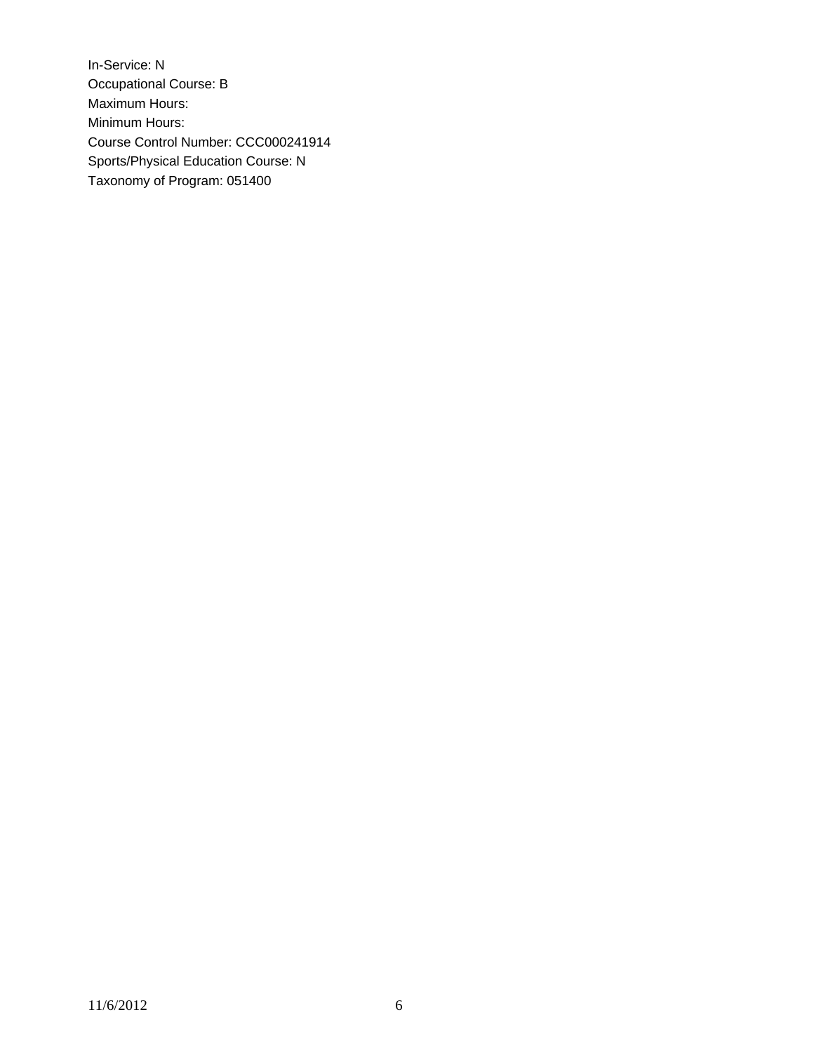In-Service: N
Occupational Course: B
Maximum Hours:
Minimum Hours:
Course Control Number: CCC000241914
Sports/Physical Education Course: N
Taxonomy of Program: 051400